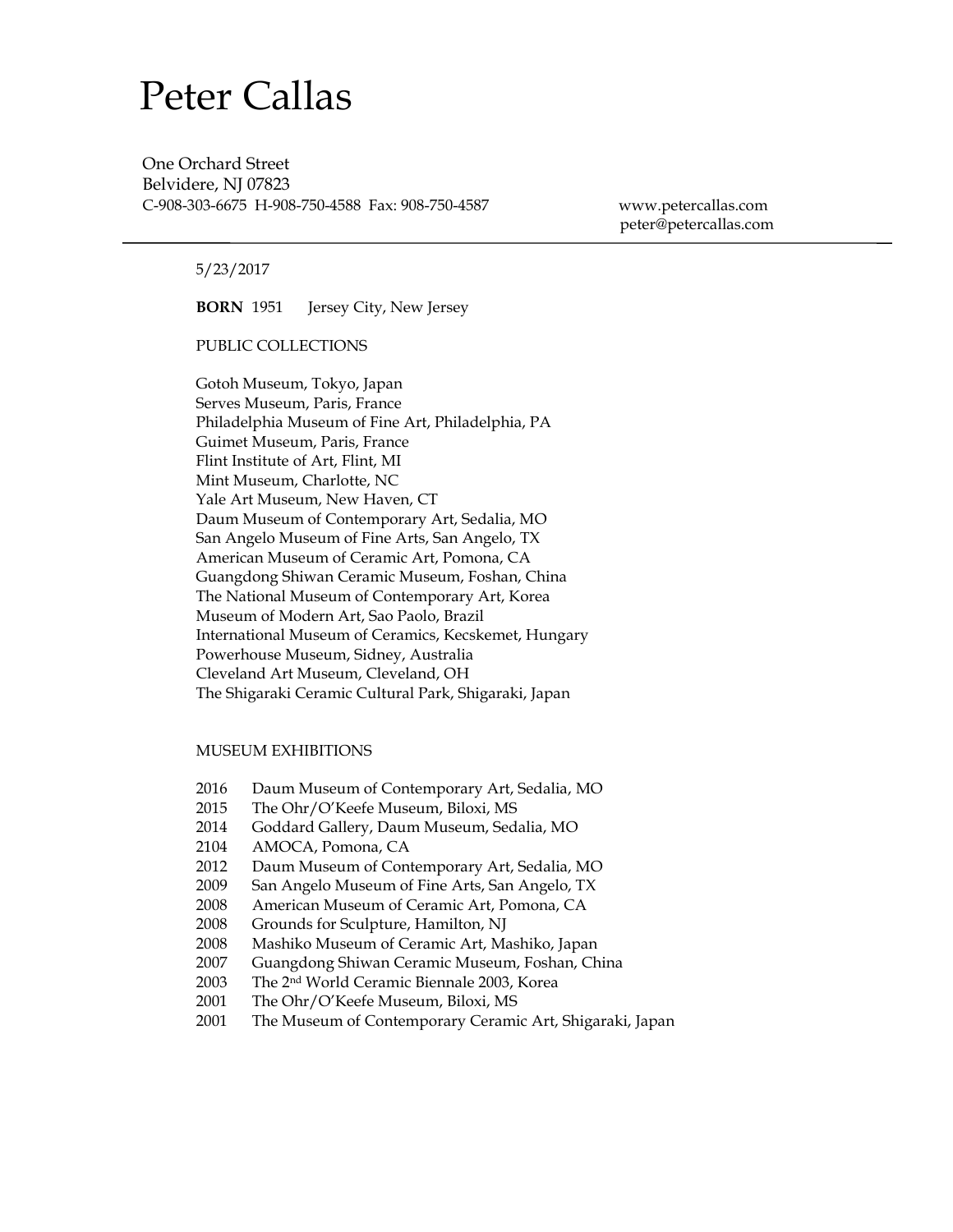# Peter Callas

One Orchard Street
Belvidere, NJ 07823
C-908-303-6675 H-908-750-4588 Fax: 908-750-4587

www.petercallas.com
peter@petercallas.com

---

5/23/2017

**BORN** 1951 Jersey City, New Jersey

PUBLIC COLLECTIONS

Gotoh Museum, Tokyo, Japan
Serves Museum, Paris, France
Philadelphia Museum of Fine Art, Philadelphia, PA
Guimet Museum, Paris, France
Flint Institute of Art, Flint, MI
Mint Museum, Charlotte, NC
Yale Art Museum, New Haven, CT
Daum Museum of Contemporary Art, Sedalia, MO
San Angelo Museum of Fine Arts, San Angelo, TX
American Museum of Ceramic Art, Pomona, CA
Guangdong Shiwan Ceramic Museum, Foshan, China
The National Museum of Contemporary Art, Korea
Museum of Modern Art, Sao Paolo, Brazil
International Museum of Ceramics, Kecskemet, Hungary
Powerhouse Museum, Sidney, Australia
Cleveland Art Museum, Cleveland, OH
The Shigaraki Ceramic Cultural Park, Shigaraki, Japan

MUSEUM EXHIBITIONS

2016 Daum Museum of Contemporary Art, Sedalia, MO
2015 The Ohr/O'Keefe Museum, Biloxi, MS
2014 Goddard Gallery, Daum Museum, Sedalia, MO
2104 AMOCA, Pomona, CA
2012 Daum Museum of Contemporary Art, Sedalia, MO
2009 San Angelo Museum of Fine Arts, San Angelo, TX
2008 American Museum of Ceramic Art, Pomona, CA
2008 Grounds for Sculpture, Hamilton, NJ
2008 Mashiko Museum of Ceramic Art, Mashiko, Japan
2007 Guangdong Shiwan Ceramic Museum, Foshan, China
2003 The 2nd World Ceramic Biennale 2003, Korea
2001 The Ohr/O'Keefe Museum, Biloxi, MS
2001 The Museum of Contemporary Ceramic Art, Shigaraki, Japan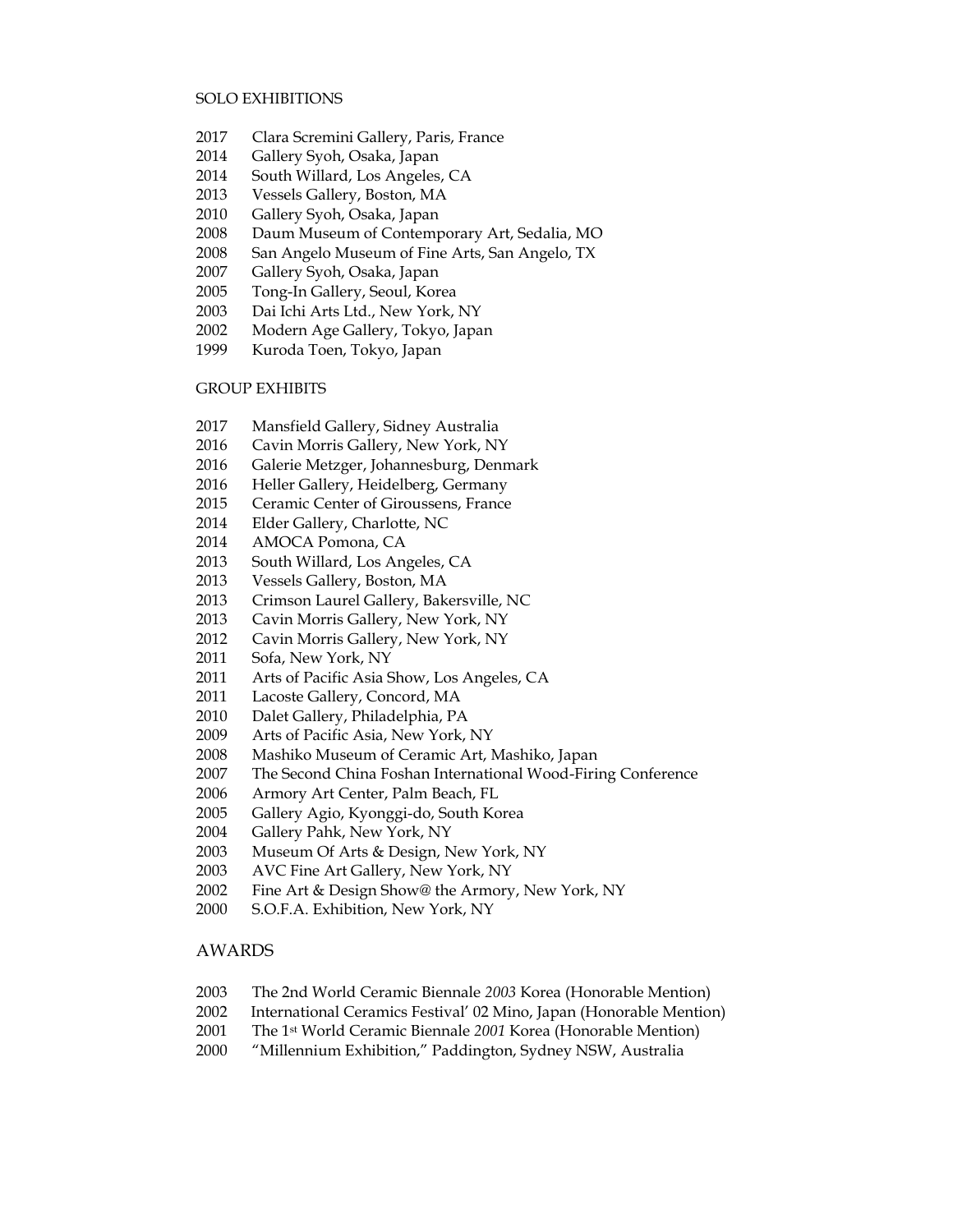## SOLO EXHIBITIONS

2017 Clara Scremini Gallery, Paris, France
2014 Gallery Syoh, Osaka, Japan
2014 South Willard, Los Angeles, CA
2013 Vessels Gallery, Boston, MA
2010 Gallery Syoh, Osaka, Japan
2008 Daum Museum of Contemporary Art, Sedalia, MO
2008 San Angelo Museum of Fine Arts, San Angelo, TX
2007 Gallery Syoh, Osaka, Japan
2005 Tong-In Gallery, Seoul, Korea
2003 Dai Ichi Arts Ltd., New York, NY
2002 Modern Age Gallery, Tokyo, Japan
1999 Kuroda Toen, Tokyo, Japan

## GROUP EXHIBITS

2017 Mansfield Gallery, Sidney Australia
2016 Cavin Morris Gallery, New York, NY
2016 Galerie Metzger, Johannesburg, Denmark
2016 Heller Gallery, Heidelberg, Germany
2015 Ceramic Center of Giroussens, France
2014 Elder Gallery, Charlotte, NC
2014 AMOCA Pomona, CA
2013 South Willard, Los Angeles, CA
2013 Vessels Gallery, Boston, MA
2013 Crimson Laurel Gallery, Bakersville, NC
2013 Cavin Morris Gallery, New York, NY
2012 Cavin Morris Gallery, New York, NY
2011 Sofa, New York, NY
2011 Arts of Pacific Asia Show, Los Angeles, CA
2011 Lacoste Gallery, Concord, MA
2010 Dalet Gallery, Philadelphia, PA
2009 Arts of Pacific Asia, New York, NY
2008 Mashiko Museum of Ceramic Art, Mashiko, Japan
2007 The Second China Foshan International Wood-Firing Conference
2006 Armory Art Center, Palm Beach, FL
2005 Gallery Agio, Kyonggi-do, South Korea
2004 Gallery Pahk, New York, NY
2003 Museum Of Arts & Design, New York, NY
2003 AVC Fine Art Gallery, New York, NY
2002 Fine Art & Design Show@ the Armory, New York, NY
2000 S.O.F.A. Exhibition, New York, NY

## AWARDS

2003 The 2nd World Ceramic Biennale *2003* Korea (Honorable Mention)
2002 International Ceramics Festival' 02 Mino, Japan (Honorable Mention)
2001 The 1st World Ceramic Biennale *2001* Korea (Honorable Mention)
2000 "Millennium Exhibition," Paddington, Sydney NSW, Australia